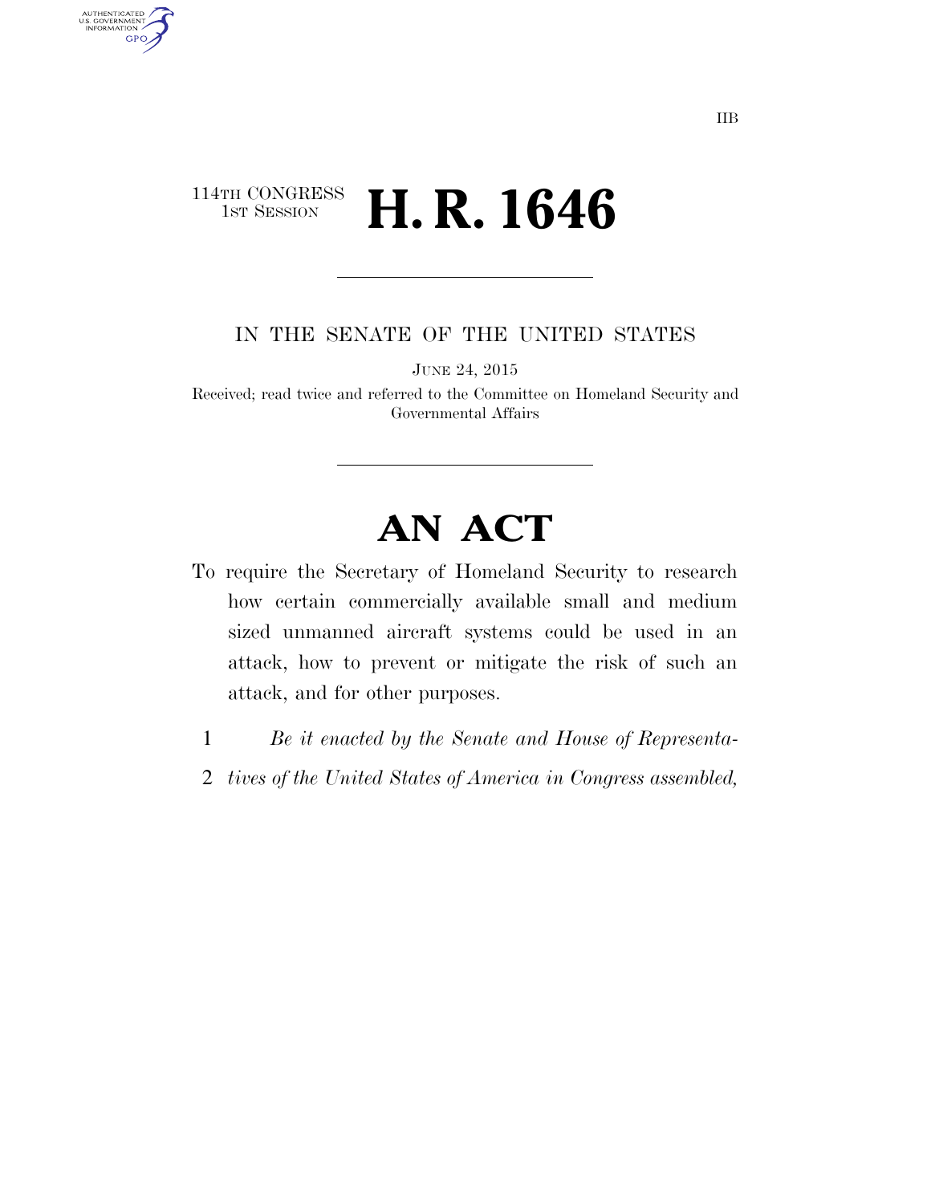IIB

114TH CONGRESS
1ST SESSION

# H. R. 1646

IN THE SENATE OF THE UNITED STATES

JUNE 24, 2015

Received; read twice and referred to the Committee on Homeland Security and Governmental Affairs

# AN ACT

To require the Secretary of Homeland Security to research how certain commercially available small and medium sized unmanned aircraft systems could be used in an attack, how to prevent or mitigate the risk of such an attack, and for other purposes.

1 *Be it enacted by the Senate and House of Representa-*
2 *tives of the United States of America in Congress assembled,*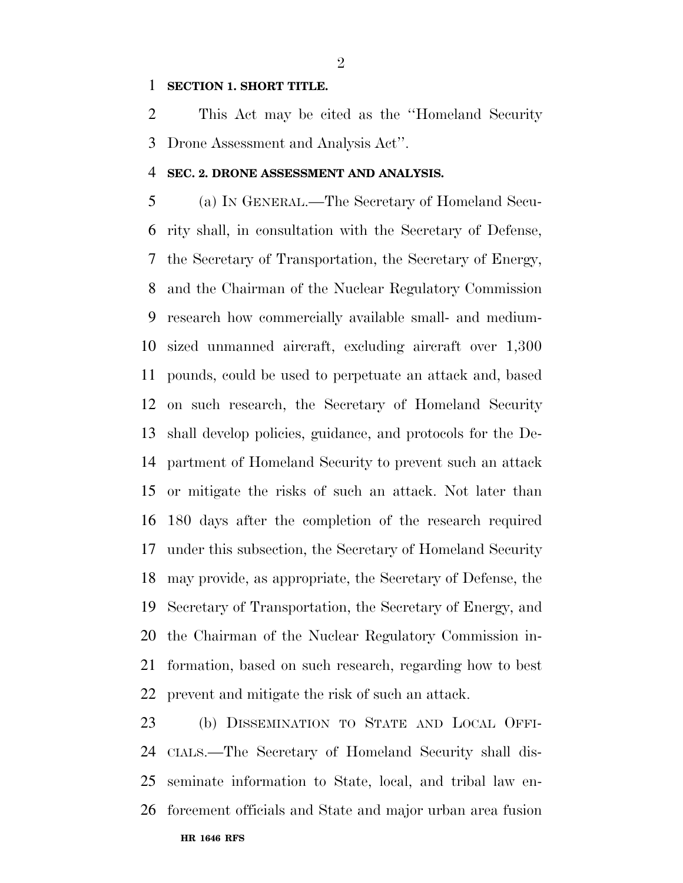**SECTION 1. SHORT TITLE.**

This Act may be cited as the ''Homeland Security Drone Assessment and Analysis Act''.

**SEC. 2. DRONE ASSESSMENT AND ANALYSIS.**

(a) IN GENERAL.—The Secretary of Homeland Security shall, in consultation with the Secretary of Defense, the Secretary of Transportation, the Secretary of Energy, and the Chairman of the Nuclear Regulatory Commission research how commercially available small- and medium-sized unmanned aircraft, excluding aircraft over 1,300 pounds, could be used to perpetuate an attack and, based on such research, the Secretary of Homeland Security shall develop policies, guidance, and protocols for the Department of Homeland Security to prevent such an attack or mitigate the risks of such an attack. Not later than 180 days after the completion of the research required under this subsection, the Secretary of Homeland Security may provide, as appropriate, the Secretary of Defense, the Secretary of Transportation, the Secretary of Energy, and the Chairman of the Nuclear Regulatory Commission information, based on such research, regarding how to best prevent and mitigate the risk of such an attack.

(b) DISSEMINATION TO STATE AND LOCAL OFFICIALS.—The Secretary of Homeland Security shall disseminate information to State, local, and tribal law enforcement officials and State and major urban area fusion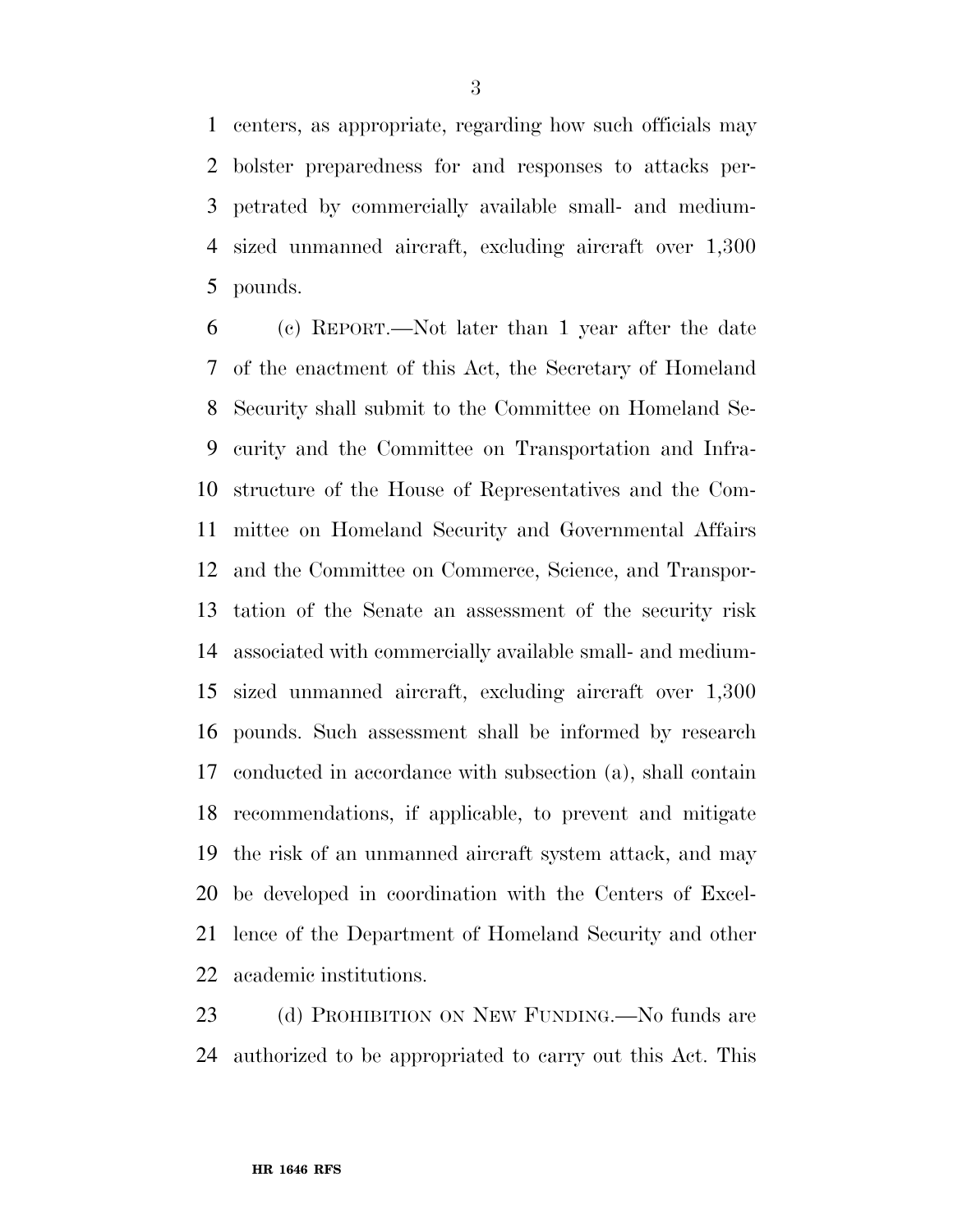centers, as appropriate, regarding how such officials may bolster preparedness for and responses to attacks perpetrated by commercially available small- and medium-sized unmanned aircraft, excluding aircraft over 1,300 pounds.

(c) REPORT.—Not later than 1 year after the date of the enactment of this Act, the Secretary of Homeland Security shall submit to the Committee on Homeland Security and the Committee on Transportation and Infrastructure of the House of Representatives and the Committee on Homeland Security and Governmental Affairs and the Committee on Commerce, Science, and Transportation of the Senate an assessment of the security risk associated with commercially available small- and medium-sized unmanned aircraft, excluding aircraft over 1,300 pounds. Such assessment shall be informed by research conducted in accordance with subsection (a), shall contain recommendations, if applicable, to prevent and mitigate the risk of an unmanned aircraft system attack, and may be developed in coordination with the Centers of Excellence of the Department of Homeland Security and other academic institutions.

(d) PROHIBITION ON NEW FUNDING.—No funds are authorized to be appropriated to carry out this Act. This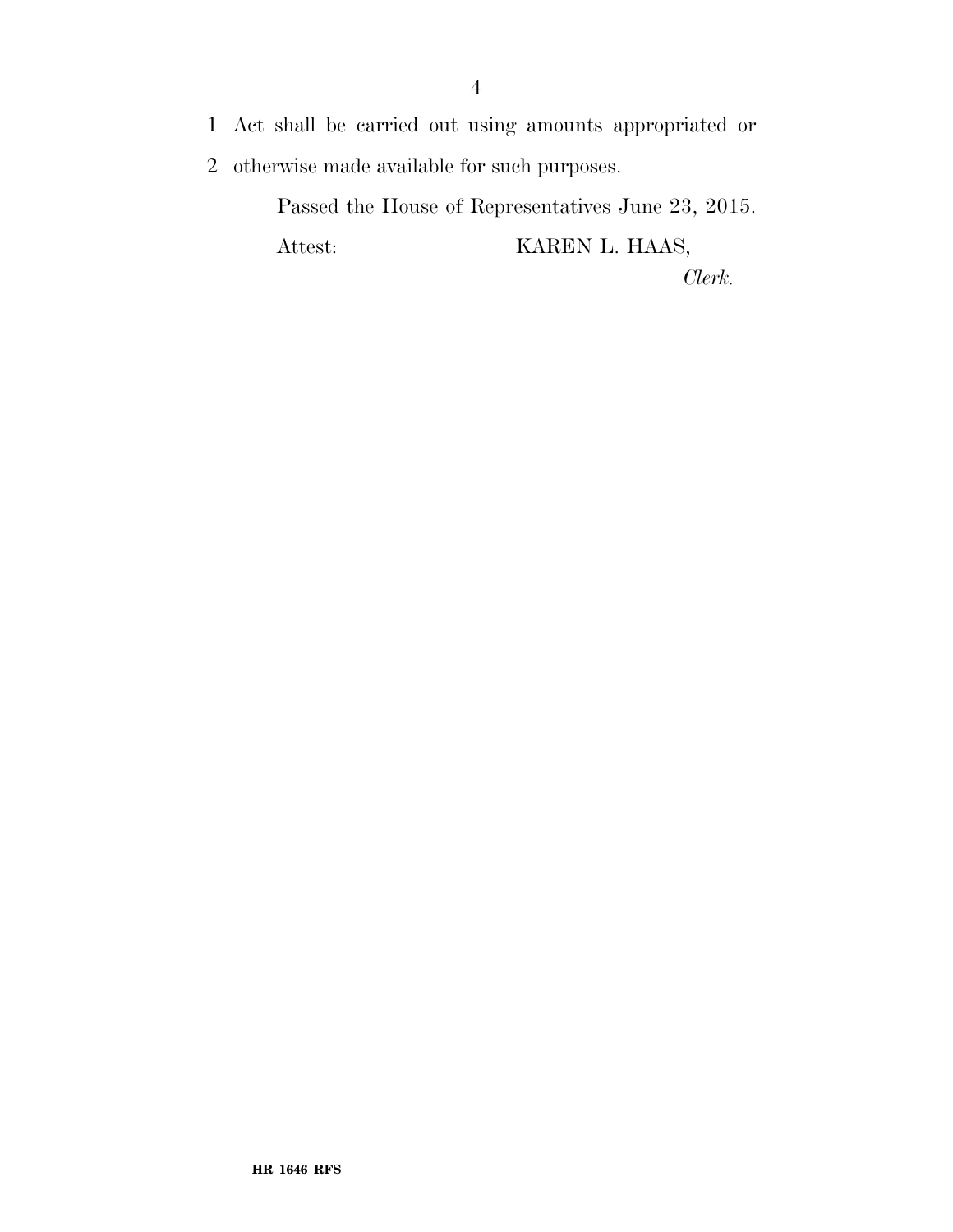Act shall be carried out using amounts appropriated or otherwise made available for such purposes.

Passed the House of Representatives June 23, 2015.

Attest: KAREN L. HAAS,

*Clerk.*